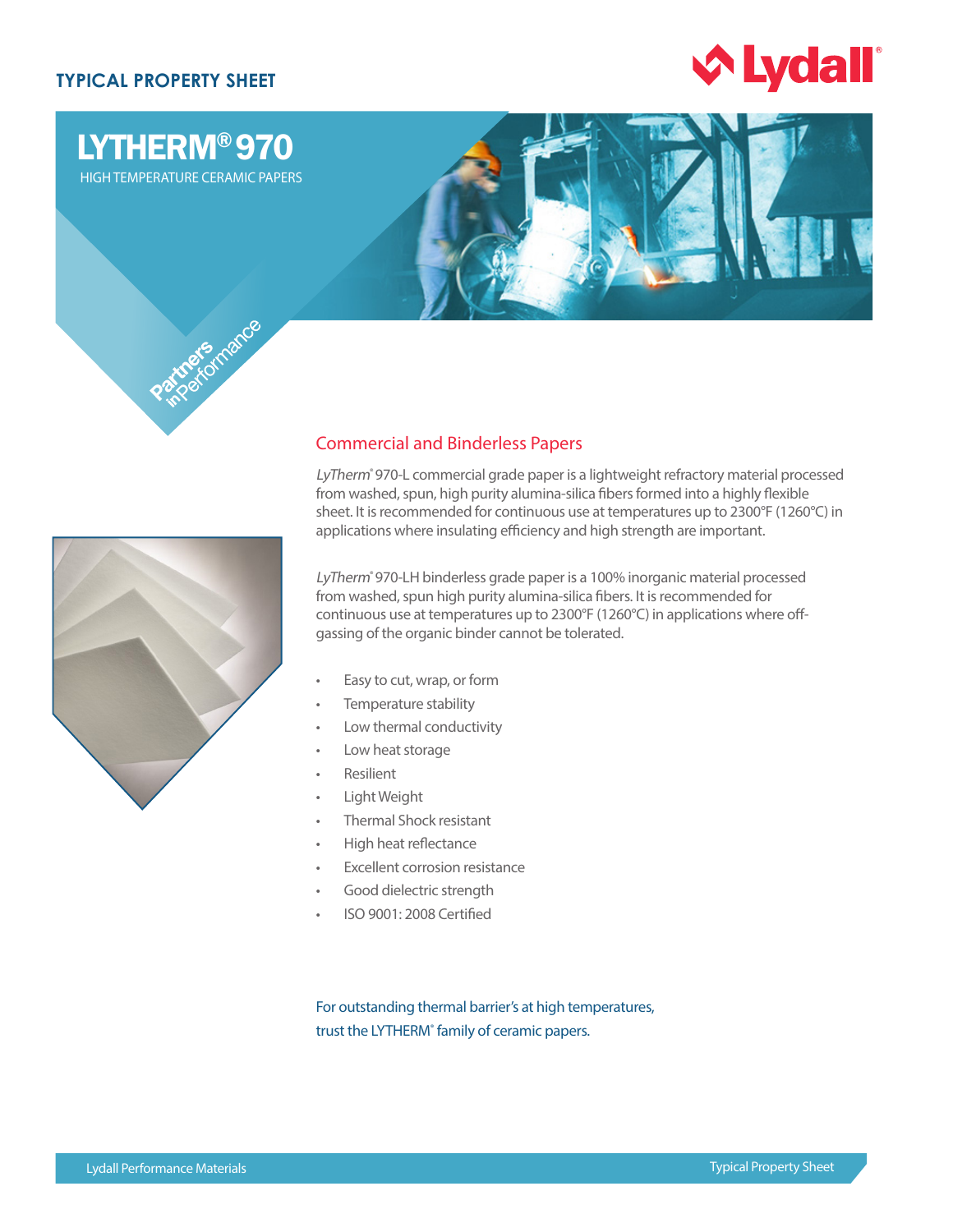TYPICAL PROPERTY SHEET

# LYTHERM® 970

HIGH TEMPERATURE CERAMIC PAPERS

Partners in Performance

## Commercial and Binderless Papers

*LyTherm*® 970-L commercial grade paper is a lightweight refractory material processed from washed, spun, high purity alumina-silica fibers formed into a highly flexible sheet. It is recommended for continuous use at temperatures up to 2300°F (1260°C) in applications where insulating efficiency and high strength are important.

*LyTherm*® 970-LH binderless grade paper is a 100% inorganic material processed from washed, spun high purity alumina-silica fibers. It is recommended for continuous use at temperatures up to 2300°F (1260°C) in applications where off-gassing of the organic binder cannot be tolerated.

- Easy to cut, wrap, or form
- Temperature stability
- Low thermal conductivity
- Low heat storage
- Resilient
- Light Weight
- Thermal Shock resistant
- High heat reflectance
- Excellent corrosion resistance
- Good dielectric strength
- ISO 9001: 2008 Certified

For outstanding thermal barrier's at high temperatures, trust the LYTHERM® family of ceramic papers.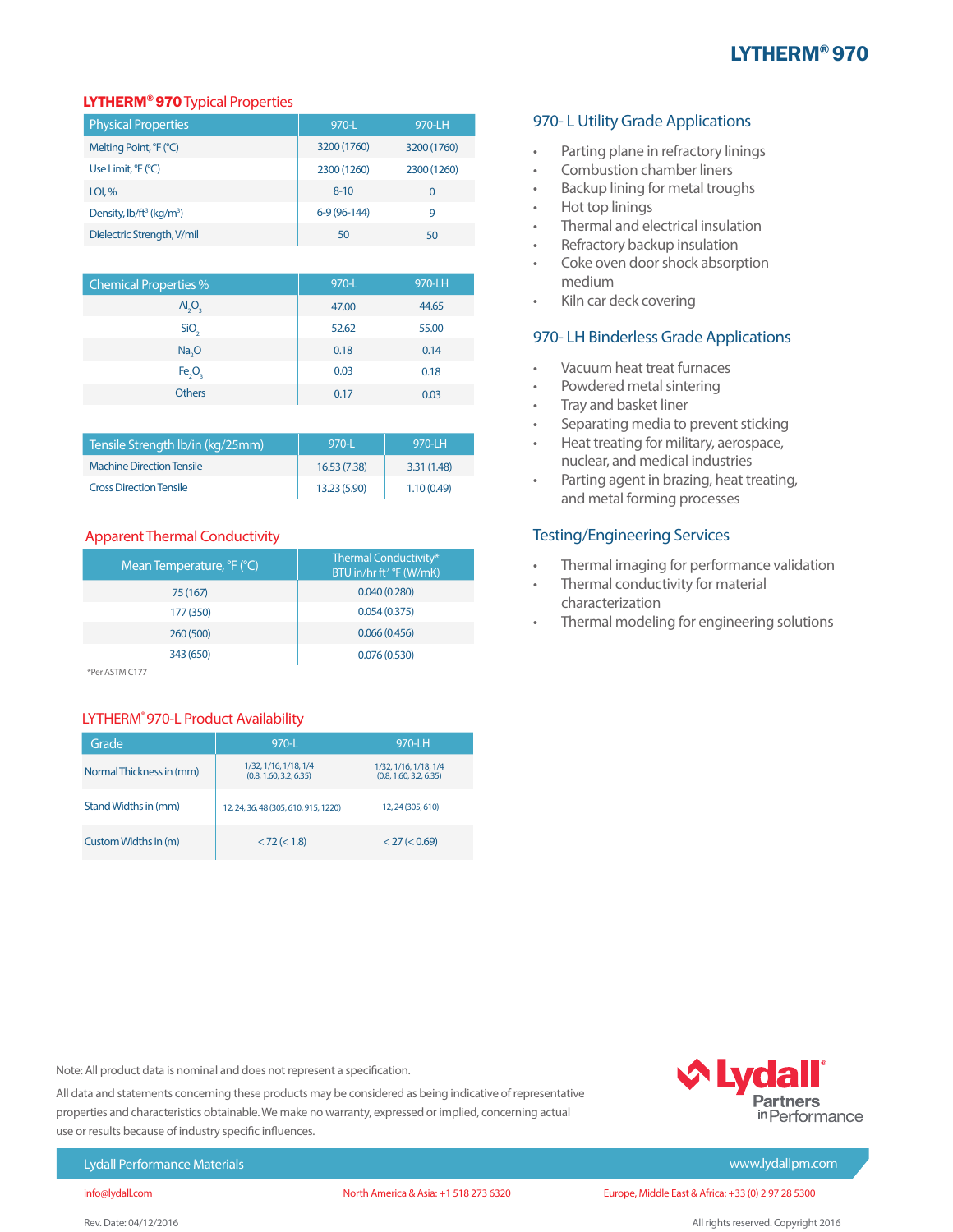# LYTHERM® 970

## LYTHERM® 970 Typical Properties

| Physical Properties | 970-L | 970-LH |
|---|---|---|
| Melting Point, °F (°C) | 3200 (1760) | 3200 (1760) |
| Use Limit, °F (°C) | 2300 (1260) | 2300 (1260) |
| LOI, % | 8-10 | 0 |
| Density, lb/ft³ (kg/m³) | 6-9 (96-144) | 9 |
| Dielectric Strength, V/mil | 50 | 50 |

| Chemical Properties % | 970-L | 970-LH |
|---|---|---|
| $Al_2O_3$ | 47.00 | 44.65 |
| $SiO_2$ | 52.62 | 55.00 |
| $Na_2O$ | 0.18 | 0.14 |
| $Fe_2O_3$ | 0.03 | 0.18 |
| Others | 0.17 | 0.03 |

| Tensile Strength lb/in (kg/25mm) | 970-L | 970-LH |
|---|---|---|
| Machine Direction Tensile | 16.53 (7.38) | 3.31 (1.48) |
| Cross Direction Tensile | 13.23 (5.90) | 1.10 (0.49) |

## Apparent Thermal Conductivity

| Mean Temperature, °F (°C) | Thermal Conductivity* BTU in/hr ft² °F (W/mK) |
|---|---|
| 75 (167) | 0.040 (0.280) |
| 177 (350) | 0.054 (0.375) |
| 260 (500) | 0.066 (0.456) |
| 343 (650) | 0.076 (0.530) |

*Per ASTM C177

## LYTHERM® 970-L Product Availability

| Grade | 970-L | 970-LH |
|---|---|---|
| Normal Thickness in (mm) | 1/32, 1/16, 1/18, 1/4 (0.8, 1.60, 3.2, 6.35) | 1/32, 1/16, 1/18, 1/4 (0.8, 1.60, 3.2, 6.35) |
| Stand Widths in (mm) | 12, 24, 36, 48 (305, 610, 915, 1220) | 12, 24 (305, 610) |
| Custom Widths in (m) | < 72 (< 1.8) | < 27 (< 0.69) |

## 970- L Utility Grade Applications

- Parting plane in refractory linings
- Combustion chamber liners
- Backup lining for metal troughs
- Hot top linings
- Thermal and electrical insulation
- Refractory backup insulation
- Coke oven door shock absorption medium
- Kiln car deck covering

## 970- LH Binderless Grade Applications

- Vacuum heat treat furnaces
- Powdered metal sintering
- Tray and basket liner
- Separating media to prevent sticking
- Heat treating for military, aerospace, nuclear, and medical industries
- Parting agent in brazing, heat treating, and metal forming processes

## Testing/Engineering Services

- Thermal imaging for performance validation
- Thermal conductivity for material characterization
- Thermal modeling for engineering solutions

Note: All product data is nominal and does not represent a specification.

All data and statements concerning these products may be considered as being indicative of representative properties and characteristics obtainable. We make no warranty, expressed or implied, concerning actual use or results because of industry specific influences.

Lydall® Partners in Performance

Lydall Performance Materials — www.lydallpm.com

info@lydall.com | North America & Asia: +1 518 273 6320 | Europe, Middle East & Africa: +33 (0) 2 97 28 5300

Rev. Date: 04/12/2016 — All rights reserved. Copyright 2016